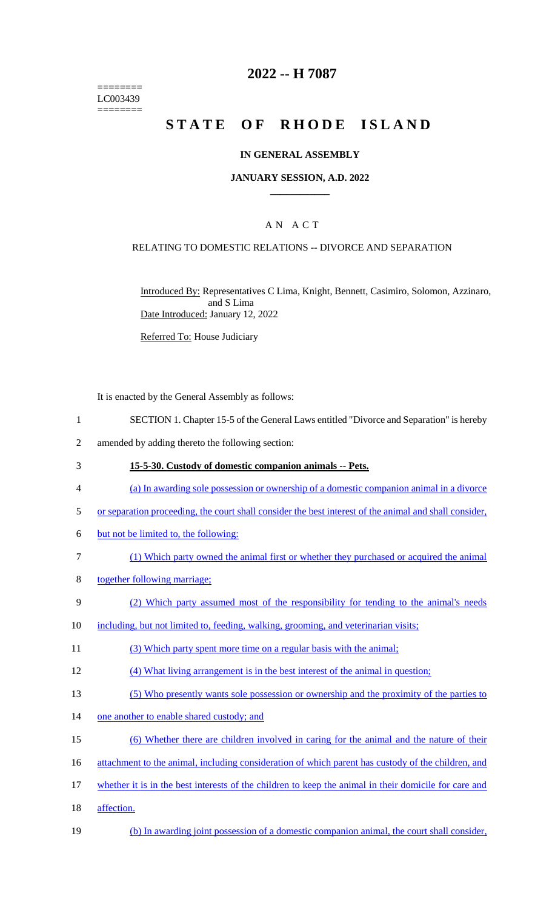========
LC003439
========

# 2022 -- H 7087

# STATE OF RHODE ISLAND

## IN GENERAL ASSEMBLY

### JANUARY SESSION, A.D. 2022

### A N A C T

RELATING TO DOMESTIC RELATIONS -- DIVORCE AND SEPARATION

Introduced By: Representatives C Lima, Knight, Bennett, Casimiro, Solomon, Azzinaro, and S Lima

Date Introduced: January 12, 2022

Referred To: House Judiciary

It is enacted by the General Assembly as follows:

1 SECTION 1. Chapter 15-5 of the General Laws entitled "Divorce and Separation" is hereby
2 amended by adding thereto the following section:

3 **15-5-30. Custody of domestic companion animals -- Pets.**

4 (a) In awarding sole possession or ownership of a domestic companion animal in a divorce
5 or separation proceeding, the court shall consider the best interest of the animal and shall consider,
6 but not be limited to, the following:

7 (1) Which party owned the animal first or whether they purchased or acquired the animal
8 together following marriage;

9 (2) Which party assumed most of the responsibility for tending to the animal's needs
10 including, but not limited to, feeding, walking, grooming, and veterinarian visits;

11 (3) Which party spent more time on a regular basis with the animal;

12 (4) What living arrangement is in the best interest of the animal in question;

13 (5) Who presently wants sole possession or ownership and the proximity of the parties to
14 one another to enable shared custody; and

15 (6) Whether there are children involved in caring for the animal and the nature of their
16 attachment to the animal, including consideration of which parent has custody of the children, and
17 whether it is in the best interests of the children to keep the animal in their domicile for care and
18 affection.

19 (b) In awarding joint possession of a domestic companion animal, the court shall consider,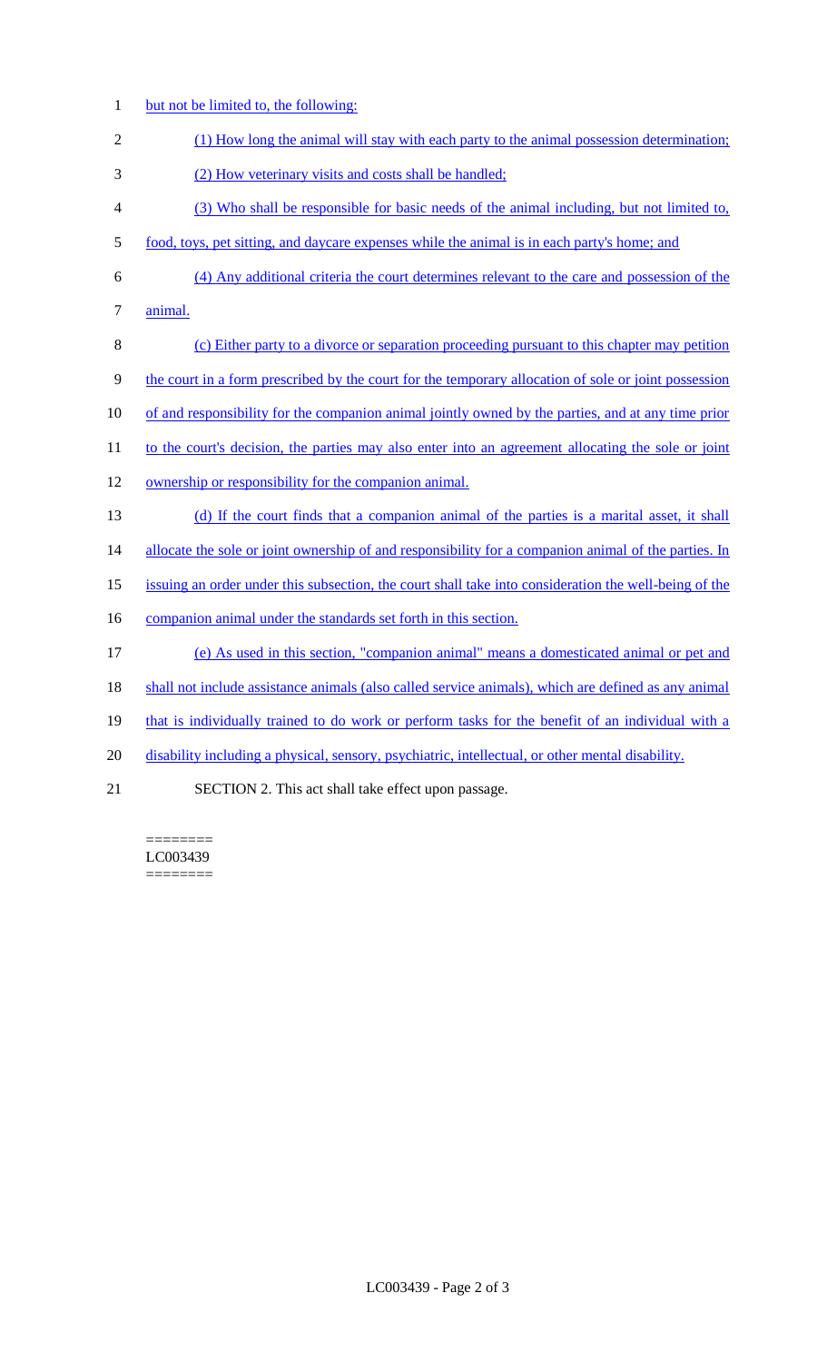but not be limited to, the following:

(1) How long the animal will stay with each party to the animal possession determination;

(2) How veterinary visits and costs shall be handled;

(3) Who shall be responsible for basic needs of the animal including, but not limited to, food, toys, pet sitting, and daycare expenses while the animal is in each party's home; and

(4) Any additional criteria the court determines relevant to the care and possession of the animal.

(c) Either party to a divorce or separation proceeding pursuant to this chapter may petition the court in a form prescribed by the court for the temporary allocation of sole or joint possession of and responsibility for the companion animal jointly owned by the parties, and at any time prior to the court's decision, the parties may also enter into an agreement allocating the sole or joint ownership or responsibility for the companion animal.

(d) If the court finds that a companion animal of the parties is a marital asset, it shall allocate the sole or joint ownership of and responsibility for a companion animal of the parties. In issuing an order under this subsection, the court shall take into consideration the well-being of the companion animal under the standards set forth in this section.

(e) As used in this section, "companion animal" means a domesticated animal or pet and shall not include assistance animals (also called service animals), which are defined as any animal that is individually trained to do work or perform tasks for the benefit of an individual with a disability including a physical, sensory, psychiatric, intellectual, or other mental disability.

SECTION 2. This act shall take effect upon passage.

========
LC003439
========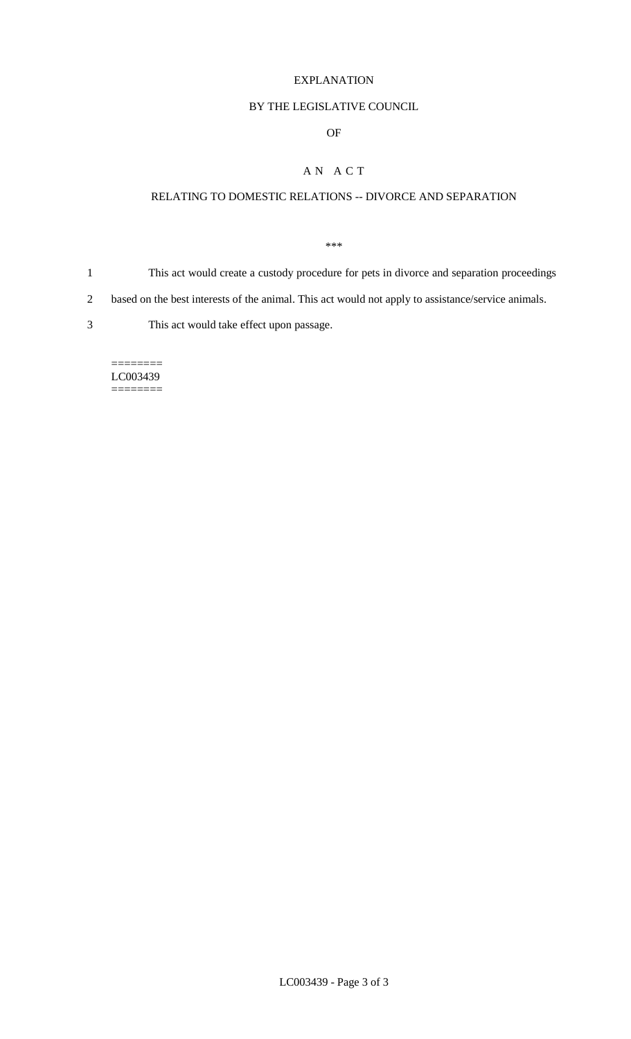EXPLANATION

BY THE LEGISLATIVE COUNCIL

OF

A N A C T

RELATING TO DOMESTIC RELATIONS -- DIVORCE AND SEPARATION

\*\*\*

1 This act would create a custody procedure for pets in divorce and separation proceedings
2 based on the best interests of the animal. This act would not apply to assistance/service animals.
3 This act would take effect upon passage.

========
LC003439
========